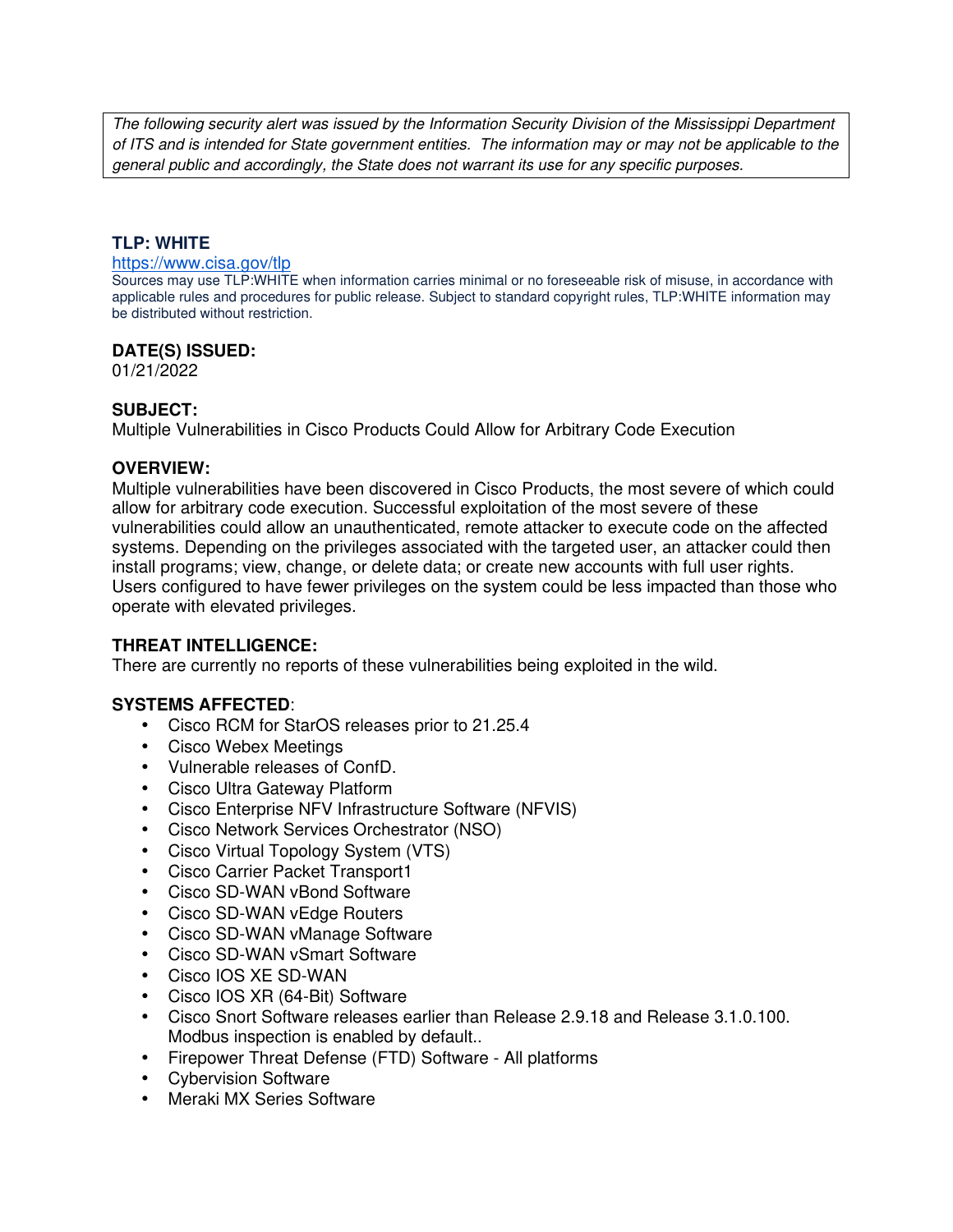*The following security alert was issued by the Information Security Division of the Mississippi Department of ITS and is intended for State government entities. The information may or may not be applicable to the general public and accordingly, the State does not warrant its use for any specific purposes.*

**TLP: WHITE**

https://www.cisa.gov/tlp

Sources may use TLP:WHITE when information carries minimal or no foreseeable risk of misuse, in accordance with applicable rules and procedures for public release. Subject to standard copyright rules, TLP:WHITE information may be distributed without restriction.

**DATE(S) ISSUED:**

01/21/2022

**SUBJECT:**

Multiple Vulnerabilities in Cisco Products Could Allow for Arbitrary Code Execution

**OVERVIEW:**

Multiple vulnerabilities have been discovered in Cisco Products, the most severe of which could allow for arbitrary code execution. Successful exploitation of the most severe of these vulnerabilities could allow an unauthenticated, remote attacker to execute code on the affected systems. Depending on the privileges associated with the targeted user, an attacker could then install programs; view, change, or delete data; or create new accounts with full user rights. Users configured to have fewer privileges on the system could be less impacted than those who operate with elevated privileges.

**THREAT INTELLIGENCE:**

There are currently no reports of these vulnerabilities being exploited in the wild.

**SYSTEMS AFFECTED**:

- Cisco RCM for StarOS releases prior to 21.25.4
- Cisco Webex Meetings
- Vulnerable releases of ConfD.
- Cisco Ultra Gateway Platform
- Cisco Enterprise NFV Infrastructure Software (NFVIS)
- Cisco Network Services Orchestrator (NSO)
- Cisco Virtual Topology System (VTS)
- Cisco Carrier Packet Transport1
- Cisco SD-WAN vBond Software
- Cisco SD-WAN vEdge Routers
- Cisco SD-WAN vManage Software
- Cisco SD-WAN vSmart Software
- Cisco IOS XE SD-WAN
- Cisco IOS XR (64-Bit) Software
- Cisco Snort Software releases earlier than Release 2.9.18 and Release 3.1.0.100. Modbus inspection is enabled by default..
- Firepower Threat Defense (FTD) Software - All platforms
- Cybervision Software
- Meraki MX Series Software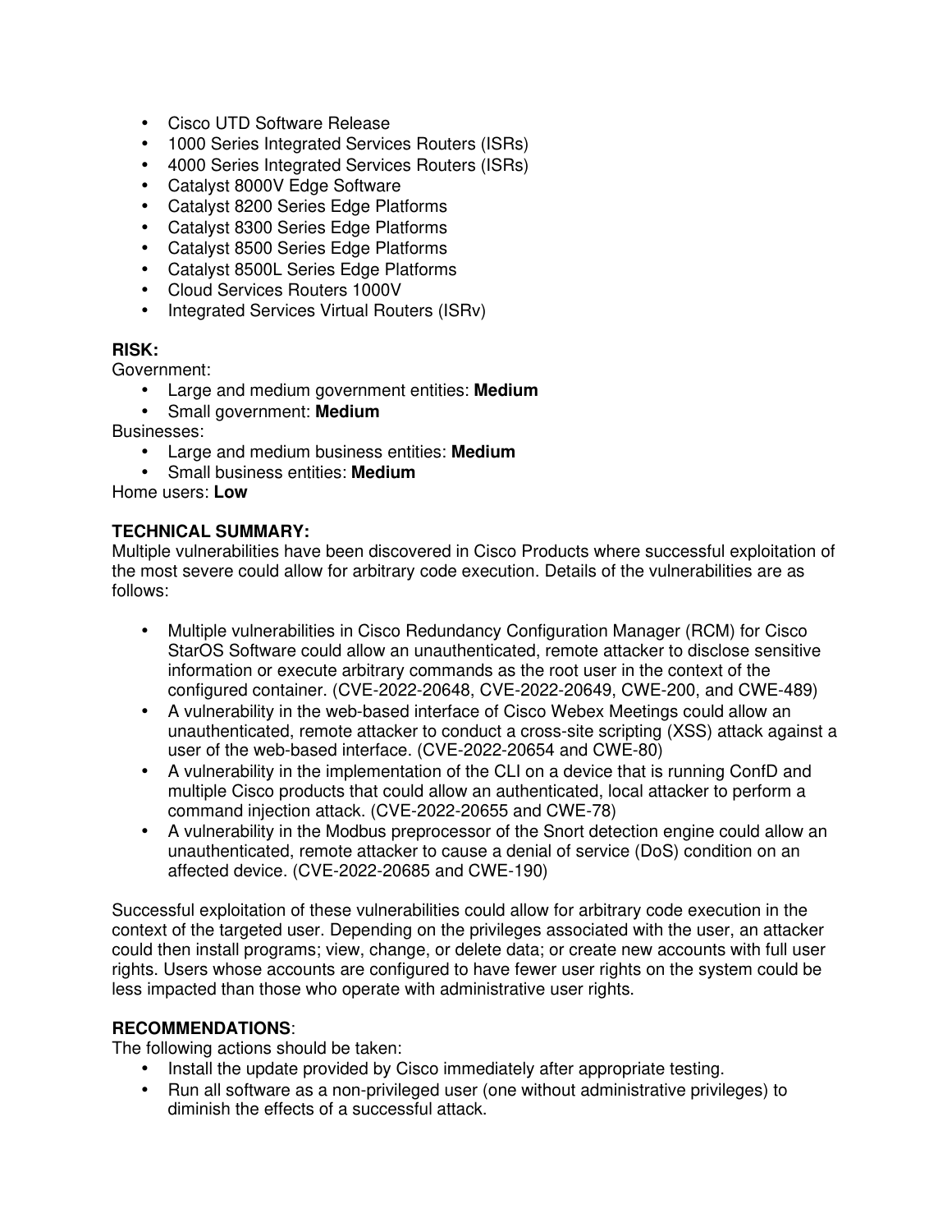- Cisco UTD Software Release
- 1000 Series Integrated Services Routers (ISRs)
- 4000 Series Integrated Services Routers (ISRs)
- Catalyst 8000V Edge Software
- Catalyst 8200 Series Edge Platforms
- Catalyst 8300 Series Edge Platforms
- Catalyst 8500 Series Edge Platforms
- Catalyst 8500L Series Edge Platforms
- Cloud Services Routers 1000V
- Integrated Services Virtual Routers (ISRv)

**RISK:**

Government:

- Large and medium government entities: **Medium**
- Small government: **Medium**

Businesses:

- Large and medium business entities: **Medium**
- Small business entities: **Medium**

Home users: **Low**

**TECHNICAL SUMMARY:**

Multiple vulnerabilities have been discovered in Cisco Products where successful exploitation of the most severe could allow for arbitrary code execution. Details of the vulnerabilities are as follows:

- Multiple vulnerabilities in Cisco Redundancy Configuration Manager (RCM) for Cisco StarOS Software could allow an unauthenticated, remote attacker to disclose sensitive information or execute arbitrary commands as the root user in the context of the configured container. (CVE-2022-20648, CVE-2022-20649, CWE-200, and CWE-489)
- A vulnerability in the web-based interface of Cisco Webex Meetings could allow an unauthenticated, remote attacker to conduct a cross-site scripting (XSS) attack against a user of the web-based interface. (CVE-2022-20654 and CWE-80)
- A vulnerability in the implementation of the CLI on a device that is running ConfD and multiple Cisco products that could allow an authenticated, local attacker to perform a command injection attack. (CVE-2022-20655 and CWE-78)
- A vulnerability in the Modbus preprocessor of the Snort detection engine could allow an unauthenticated, remote attacker to cause a denial of service (DoS) condition on an affected device. (CVE-2022-20685 and CWE-190)

Successful exploitation of these vulnerabilities could allow for arbitrary code execution in the context of the targeted user. Depending on the privileges associated with the user, an attacker could then install programs; view, change, or delete data; or create new accounts with full user rights. Users whose accounts are configured to have fewer user rights on the system could be less impacted than those who operate with administrative user rights.

**RECOMMENDATIONS**:

The following actions should be taken:

- Install the update provided by Cisco immediately after appropriate testing.
- Run all software as a non-privileged user (one without administrative privileges) to diminish the effects of a successful attack.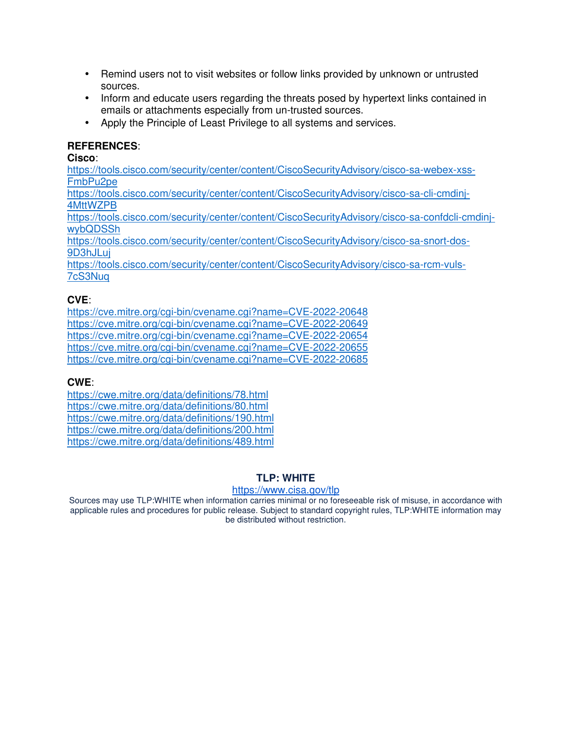- Remind users not to visit websites or follow links provided by unknown or untrusted sources.
- Inform and educate users regarding the threats posed by hypertext links contained in emails or attachments especially from un-trusted sources.
- Apply the Principle of Least Privilege to all systems and services.

**REFERENCES**:

**Cisco**:

https://tools.cisco.com/security/center/content/CiscoSecurityAdvisory/cisco-sa-webex-xss-FmbPu2pe
https://tools.cisco.com/security/center/content/CiscoSecurityAdvisory/cisco-sa-cli-cmdinj-4MttWZPB
https://tools.cisco.com/security/center/content/CiscoSecurityAdvisory/cisco-sa-confdcli-cmdinj-wybQDSSh
https://tools.cisco.com/security/center/content/CiscoSecurityAdvisory/cisco-sa-snort-dos-9D3hJLuj
https://tools.cisco.com/security/center/content/CiscoSecurityAdvisory/cisco-sa-rcm-vuls-7cS3Nuq

**CVE**:

https://cve.mitre.org/cgi-bin/cvename.cgi?name=CVE-2022-20648
https://cve.mitre.org/cgi-bin/cvename.cgi?name=CVE-2022-20649
https://cve.mitre.org/cgi-bin/cvename.cgi?name=CVE-2022-20654
https://cve.mitre.org/cgi-bin/cvename.cgi?name=CVE-2022-20655
https://cve.mitre.org/cgi-bin/cvename.cgi?name=CVE-2022-20685

**CWE**:

https://cwe.mitre.org/data/definitions/78.html
https://cwe.mitre.org/data/definitions/80.html
https://cwe.mitre.org/data/definitions/190.html
https://cwe.mitre.org/data/definitions/200.html
https://cwe.mitre.org/data/definitions/489.html

**TLP: WHITE**

https://www.cisa.gov/tlp

Sources may use TLP:WHITE when information carries minimal or no foreseeable risk of misuse, in accordance with applicable rules and procedures for public release. Subject to standard copyright rules, TLP:WHITE information may be distributed without restriction.